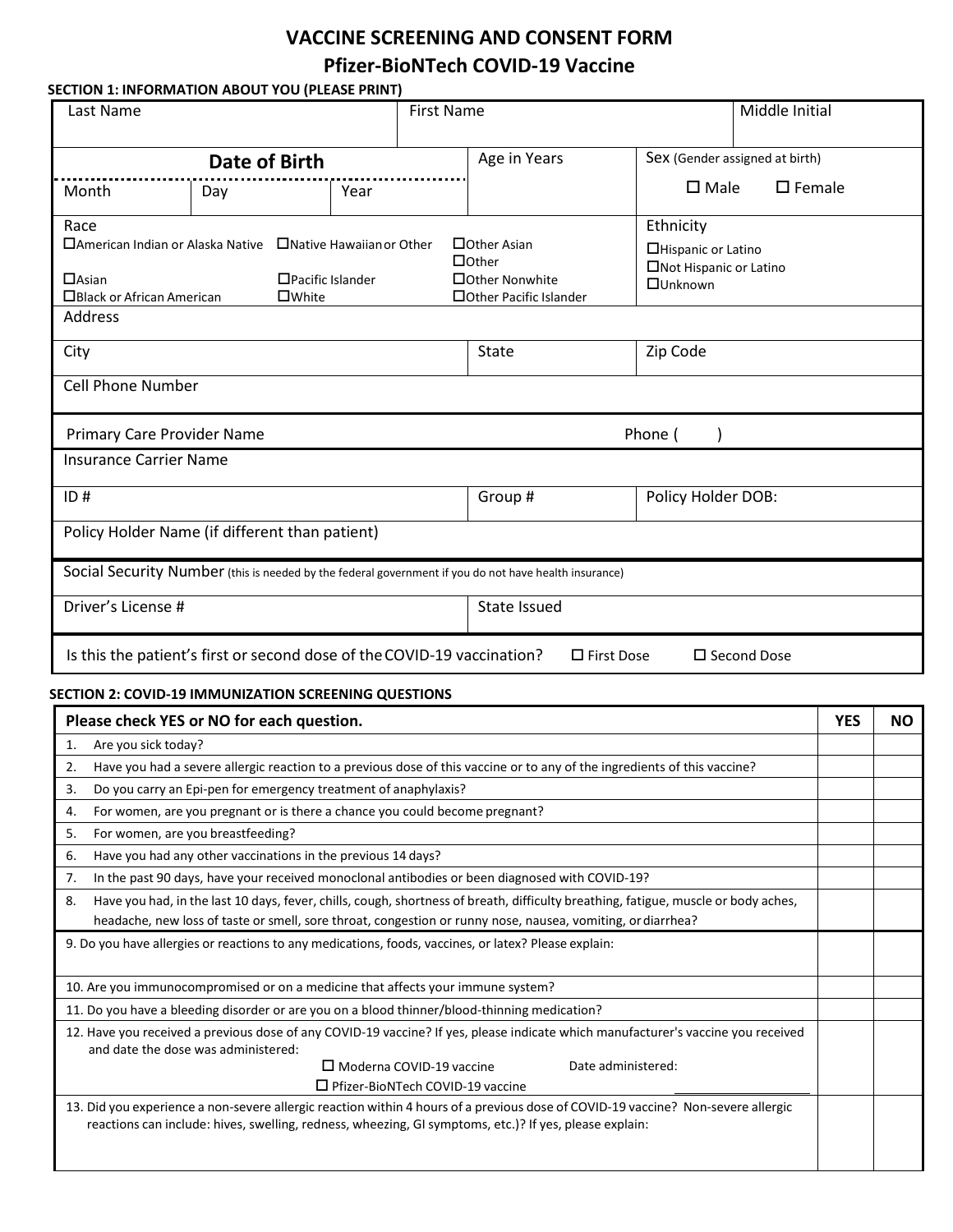# VACCINE SCREENING AND CONSENT FORM

## Pfizer-BioNTech COVID-19 Vaccine

### SECTION 1: INFORMATION ABOUT YOU (PLEASE PRINT)

| Last Name | | | First Name | | Middle Initial |
|---|---|---|---|---|---|
| **Date of Birth** | | | Age in Years | Sex (Gender assigned at birth) | |
| Month | Day | Year | | ☐ Male ☐ Female | |

**Race**

- ☐ American Indian or Alaska Native
- ☐ Native Hawaiian or Other
- ☐ Other Asian
- ☐ Other
- ☐ Asian
- ☐ Pacific Islander
- ☐ Other Nonwhite
- ☐ Black or African American
- ☐ White
- ☐ Other Pacific Islander

**Ethnicity**

- ☐ Hispanic or Latino
- ☐ Not Hispanic or Latino
- ☐ Unknown

| Address | | |
|---|---|---|
| City | State | Zip Code |
| Cell Phone Number | | |

| Primary Care Provider Name | Phone ( ) |
|---|---|

| Insurance Carrier Name | | |
|---|---|---|
| ID # | Group # | Policy Holder DOB: |
| Policy Holder Name (if different than patient) | | |

| Social Security Number (this is needed by the federal government if you do not have health insurance) | |
|---|---|
| Driver's License # | State Issued |

Is this the patient's first or second dose of the COVID-19 vaccination? ☐ First Dose ☐ Second Dose

### SECTION 2: COVID-19 IMMUNIZATION SCREENING QUESTIONS

| Please check YES or NO for each question. | YES | NO |
|---|---|---|
| 1. Are you sick today? | | |
| 2. Have you had a severe allergic reaction to a previous dose of this vaccine or to any of the ingredients of this vaccine? | | |
| 3. Do you carry an Epi-pen for emergency treatment of anaphylaxis? | | |
| 4. For women, are you pregnant or is there a chance you could become pregnant? | | |
| 5. For women, are you breastfeeding? | | |
| 6. Have you had any other vaccinations in the previous 14 days? | | |
| 7. In the past 90 days, have your received monoclonal antibodies or been diagnosed with COVID-19? | | |
| 8. Have you had, in the last 10 days, fever, chills, cough, shortness of breath, difficulty breathing, fatigue, muscle or body aches, headache, new loss of taste or smell, sore throat, congestion or runny nose, nausea, vomiting, or diarrhea? | | |
| 9. Do you have allergies or reactions to any medications, foods, vaccines, or latex? Please explain: | | |
| 10. Are you immunocompromised or on a medicine that affects your immune system? | | |
| 11. Do you have a bleeding disorder or are you on a blood thinner/blood-thinning medication? | | |
| 12. Have you received a previous dose of any COVID-19 vaccine? If yes, please indicate which manufacturer's vaccine you received and date the dose was administered: ☐ Moderna COVID-19 vaccine ☐ Pfizer-BioNTech COVID-19 vaccine Date administered: | | |
| 13. Did you experience a non-severe allergic reaction within 4 hours of a previous dose of COVID-19 vaccine? Non-severe allergic reactions can include: hives, swelling, redness, wheezing, GI symptoms, etc.)? If yes, please explain: | | |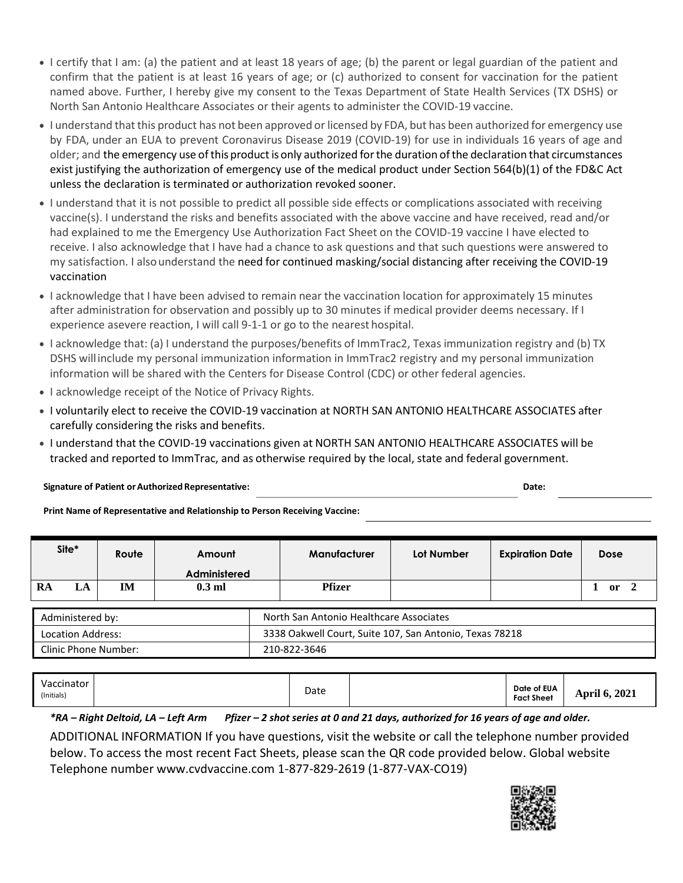- I certify that I am: (a) the patient and at least 18 years of age; (b) the parent or legal guardian of the patient and confirm that the patient is at least 16 years of age; or (c) authorized to consent for vaccination for the patient named above. Further, I hereby give my consent to the Texas Department of State Health Services (TX DSHS) or North San Antonio Healthcare Associates or their agents to administer the COVID-19 vaccine.
- I understand that this product has not been approved or licensed by FDA, but has been authorized for emergency use by FDA, under an EUA to prevent Coronavirus Disease 2019 (COVID-19) for use in individuals 16 years of age and older; and the emergency use of this product is only authorized for the duration of the declaration that circumstances exist justifying the authorization of emergency use of the medical product under Section 564(b)(1) of the FD&C Act unless the declaration is terminated or authorization revoked sooner.
- I understand that it is not possible to predict all possible side effects or complications associated with receiving vaccine(s). I understand the risks and benefits associated with the above vaccine and have received, read and/or had explained to me the Emergency Use Authorization Fact Sheet on the COVID-19 vaccine I have elected to receive. I also acknowledge that I have had a chance to ask questions and that such questions were answered to my satisfaction. I also understand the need for continued masking/social distancing after receiving the COVID-19 vaccination
- I acknowledge that I have been advised to remain near the vaccination location for approximately 15 minutes after administration for observation and possibly up to 30 minutes if medical provider deems necessary. If I experience asevere reaction, I will call 9-1-1 or go to the nearest hospital.
- I acknowledge that: (a) I understand the purposes/benefits of ImmTrac2, Texas immunization registry and (b) TX DSHS willinclude my personal immunization information in ImmTrac2 registry and my personal immunization information will be shared with the Centers for Disease Control (CDC) or other federal agencies.
- I acknowledge receipt of the Notice of Privacy Rights.
- I voluntarily elect to receive the COVID-19 vaccination at NORTH SAN ANTONIO HEALTHCARE ASSOCIATES after carefully considering the risks and benefits.
- I understand that the COVID-19 vaccinations given at NORTH SAN ANTONIO HEALTHCARE ASSOCIATES will be tracked and reported to ImmTrac, and as otherwise required by the local, state and federal government.

**Signature of Patient or Authorized Representative:** ______________________ **Date:** ____________

**Print Name of Representative and Relationship to Person Receiving Vaccine:** ______________________

| Site* | Route | Amount Administered | Manufacturer | Lot Number | Expiration Date | Dose |
|---|---|---|---|---|---|---|
| **RA LA** | **IM** | **0.3 ml** | **Pfizer** | | | **1 or 2** |

| | |
|---|---|
| Administered by: | North San Antonio Healthcare Associates |
| Location Address: | 3338 Oakwell Court, Suite 107, San Antonio, Texas 78218 |
| Clinic Phone Number: | 210-822-3646 |

| | | | | | |
|---|---|---|---|---|---|
| Vaccinator (Initials) | | Date | | **Date of EUA Fact Sheet** | **April 6, 2021** |

***RA – Right Deltoid, LA – Left Arm      Pfizer – 2 shot series at 0 and 21 days, authorized for 16 years of age and older.***

ADDITIONAL INFORMATION If you have questions, visit the website or call the telephone number provided below. To access the most recent Fact Sheets, please scan the QR code provided below. Global website Telephone number www.cvdvaccine.com 1-877-829-2619 (1-877-VAX-CO19)